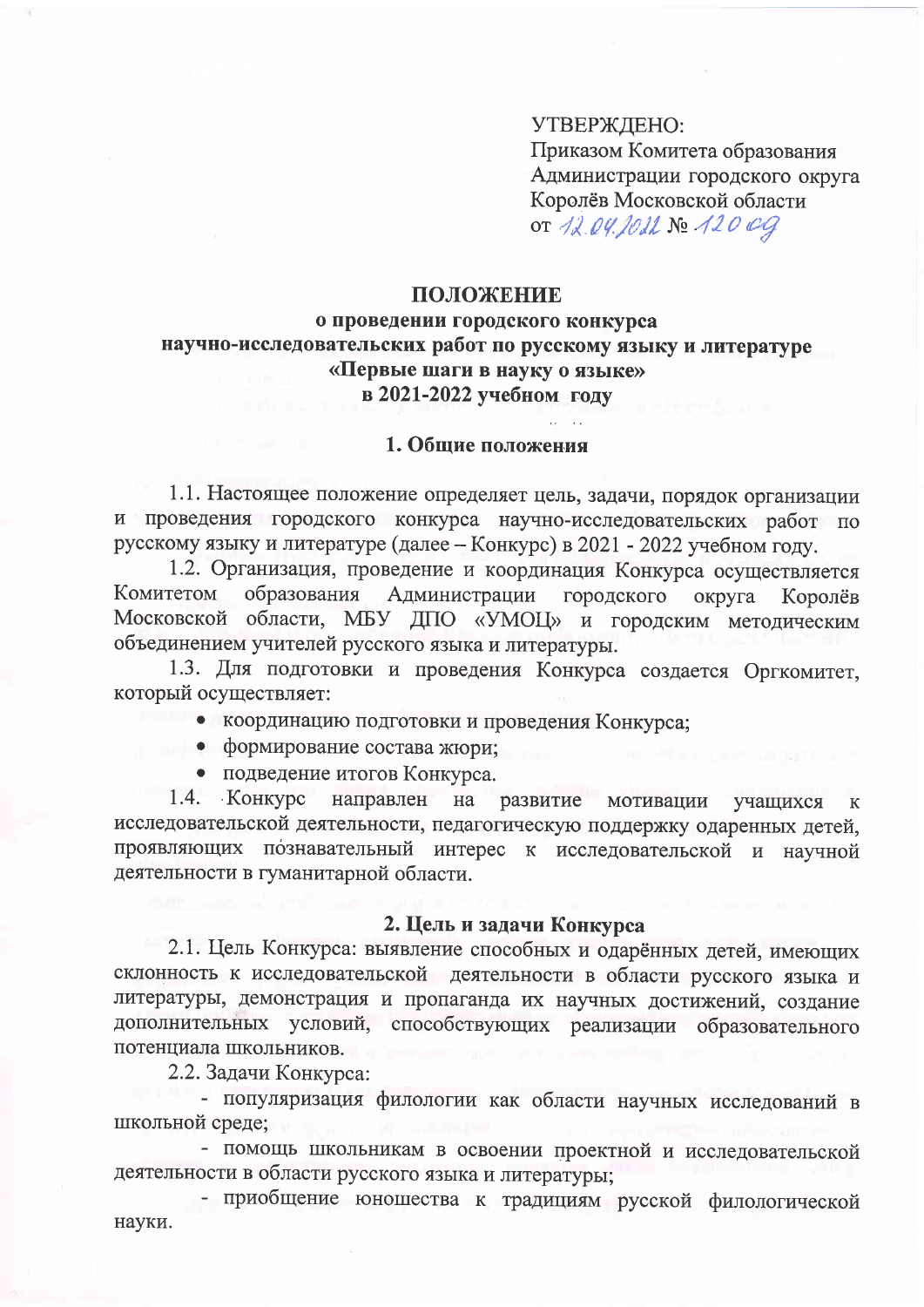УТВЕРЖДЕНО:
Приказом Комитета образования Администрации городского округа Королёв Московской области
от 12.04.2022 № 120 од

# ПОЛОЖЕНИЕ
## о проведении городского конкурса научно-исследовательских работ по русскому языку и литературе «Первые шаги в науку о языке» в 2021-2022 учебном году

### 1. Общие положения

1.1. Настоящее положение определяет цель, задачи, порядок организации и проведения городского конкурса научно-исследовательских работ по русскому языку и литературе (далее – Конкурс) в 2021 - 2022 учебном году.

1.2. Организация, проведение и координация Конкурса осуществляется Комитетом образования Администрации городского округа Королёв Московской области, МБУ ДПО «УМОЦ» и городским методическим объединением учителей русского языка и литературы.

1.3. Для подготовки и проведения Конкурса создается Оргкомитет, который осуществляет:

- координацию подготовки и проведения Конкурса;
- формирование состава жюри;
- подведение итогов Конкурса.

1.4. Конкурс направлен на развитие мотивации учащихся к исследовательской деятельности, педагогическую поддержку одаренных детей, проявляющих познавательный интерес к исследовательской и научной деятельности в гуманитарной области.

### 2. Цель и задачи Конкурса

2.1. Цель Конкурса: выявление способных и одарённых детей, имеющих склонность к исследовательской деятельности в области русского языка и литературы, демонстрация и пропаганда их научных достижений, создание дополнительных условий, способствующих реализации образовательного потенциала школьников.

2.2. Задачи Конкурса:

- популяризация филологии как области научных исследований в школьной среде;
- помощь школьникам в освоении проектной и исследовательской деятельности в области русского языка и литературы;
- приобщение юношества к традициям русской филологической науки.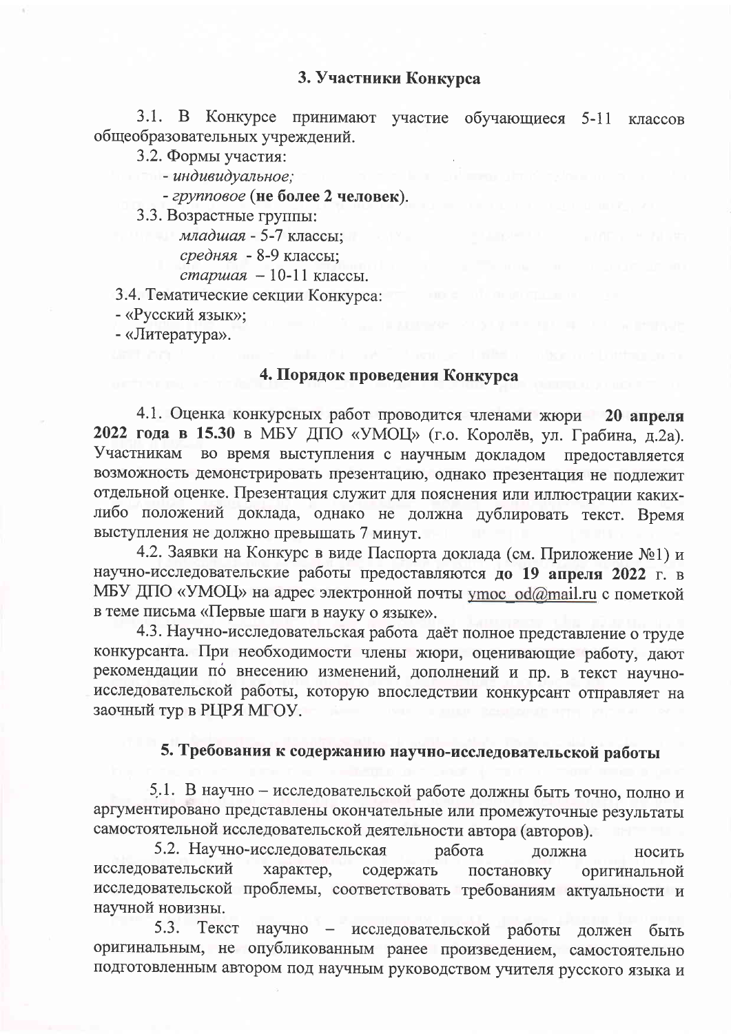## 3. Участники Конкурса

3.1. В Конкурсе принимают участие обучающиеся 5-11 классов общеобразовательных учреждений.

3.2. Формы участия:

- *индивидуальное;*
- *групповое* (**не более 2 человек**).

3.3. Возрастные группы:

*младшая* - 5-7 классы;
*средняя* - 8-9 классы;
*старшая* – 10-11 классы.

3.4. Тематические секции Конкурса:

- «Русский язык»;
- «Литература».

## 4. Порядок проведения Конкурса

4.1. Оценка конкурсных работ проводится членами жюри **20 апреля 2022 года в 15.30** в МБУ ДПО «УМОЦ» (г.о. Королёв, ул. Грабина, д.2а). Участникам во время выступления с научным докладом предоставляется возможность демонстрировать презентацию, однако презентация не подлежит отдельной оценке. Презентация служит для пояснения или иллюстрации каких-либо положений доклада, однако не должна дублировать текст. Время выступления не должно превышать 7 минут.

4.2. Заявки на Конкурс в виде Паспорта доклада (см. Приложение №1) и научно-исследовательские работы предоставляются **до 19 апреля 2022** г. в МБУ ДПО «УМОЦ» на адрес электронной почты ymoc_od@mail.ru с пометкой в теме письма «Первые шаги в науку о языке».

4.3. Научно-исследовательская работа даёт полное представление о труде конкурсанта. При необходимости члены жюри, оценивающие работу, дают рекомендации по внесению изменений, дополнений и пр. в текст научно-исследовательской работы, которую впоследствии конкурсант отправляет на заочный тур в РЦРЯ МГОУ.

## 5. Требования к содержанию научно-исследовательской работы

5.1. В научно – исследовательской работе должны быть точно, полно и аргументировано представлены окончательные или промежуточные результаты самостоятельной исследовательской деятельности автора (авторов).

5.2. Научно-исследовательская работа должна носить исследовательский характер, содержать постановку оригинальной исследовательской проблемы, соответствовать требованиям актуальности и научной новизны.

5.3. Текст научно – исследовательской работы должен быть оригинальным, не опубликованным ранее произведением, самостоятельно подготовленным автором под научным руководством учителя русского языка и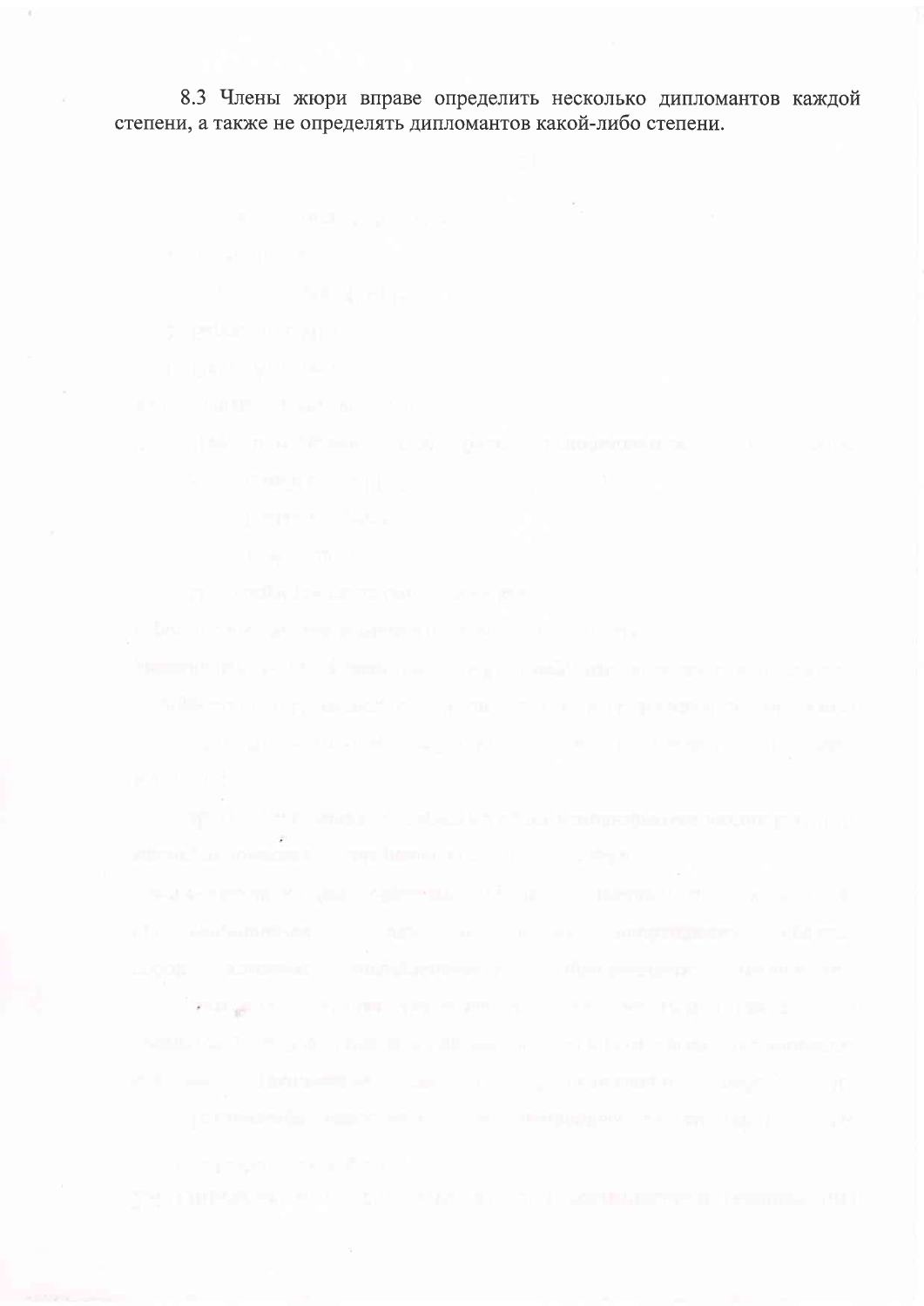8.3 Члены жюри вправе определить несколько дипломантов каждой степени, а также не определять дипломантов какой-либо степени.